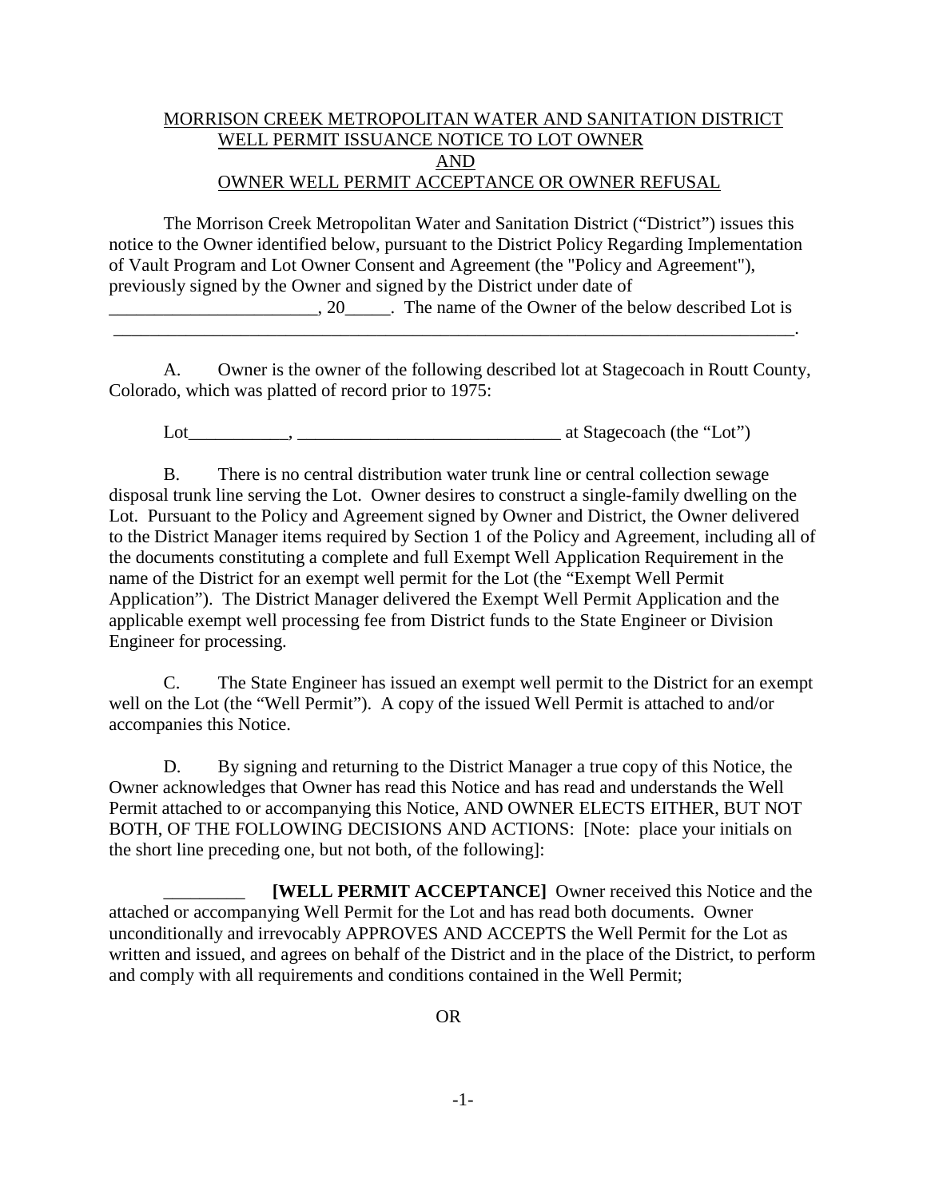MORRISON CREEK METROPOLITAN WATER AND SANITATION DISTRICT
WELL PERMIT ISSUANCE NOTICE TO LOT OWNER
AND
OWNER WELL PERMIT ACCEPTANCE OR OWNER REFUSAL

The Morrison Creek Metropolitan Water and Sanitation District ("District") issues this notice to the Owner identified below, pursuant to the District Policy Regarding Implementation of Vault Program and Lot Owner Consent and Agreement (the "Policy and Agreement"), previously signed by the Owner and signed by the District under date of _______________________, 20_____. The name of the Owner of the below described Lot is ______________________________________________________________________________.

A. Owner is the owner of the following described lot at Stagecoach in Routt County, Colorado, which was platted of record prior to 1975:

Lot___________, _____________________________ at Stagecoach (the "Lot")

B. There is no central distribution water trunk line or central collection sewage disposal trunk line serving the Lot. Owner desires to construct a single-family dwelling on the Lot. Pursuant to the Policy and Agreement signed by Owner and District, the Owner delivered to the District Manager items required by Section 1 of the Policy and Agreement, including all of the documents constituting a complete and full Exempt Well Application Requirement in the name of the District for an exempt well permit for the Lot (the "Exempt Well Permit Application"). The District Manager delivered the Exempt Well Permit Application and the applicable exempt well processing fee from District funds to the State Engineer or Division Engineer for processing.

C. The State Engineer has issued an exempt well permit to the District for an exempt well on the Lot (the "Well Permit"). A copy of the issued Well Permit is attached to and/or accompanies this Notice.

D. By signing and returning to the District Manager a true copy of this Notice, the Owner acknowledges that Owner has read this Notice and has read and understands the Well Permit attached to or accompanying this Notice, AND OWNER ELECTS EITHER, BUT NOT BOTH, OF THE FOLLOWING DECISIONS AND ACTIONS: [Note: place your initials on the short line preceding one, but not both, of the following]:

_________ **[WELL PERMIT ACCEPTANCE]** Owner received this Notice and the attached or accompanying Well Permit for the Lot and has read both documents. Owner unconditionally and irrevocably APPROVES AND ACCEPTS the Well Permit for the Lot as written and issued, and agrees on behalf of the District and in the place of the District, to perform and comply with all requirements and conditions contained in the Well Permit;

OR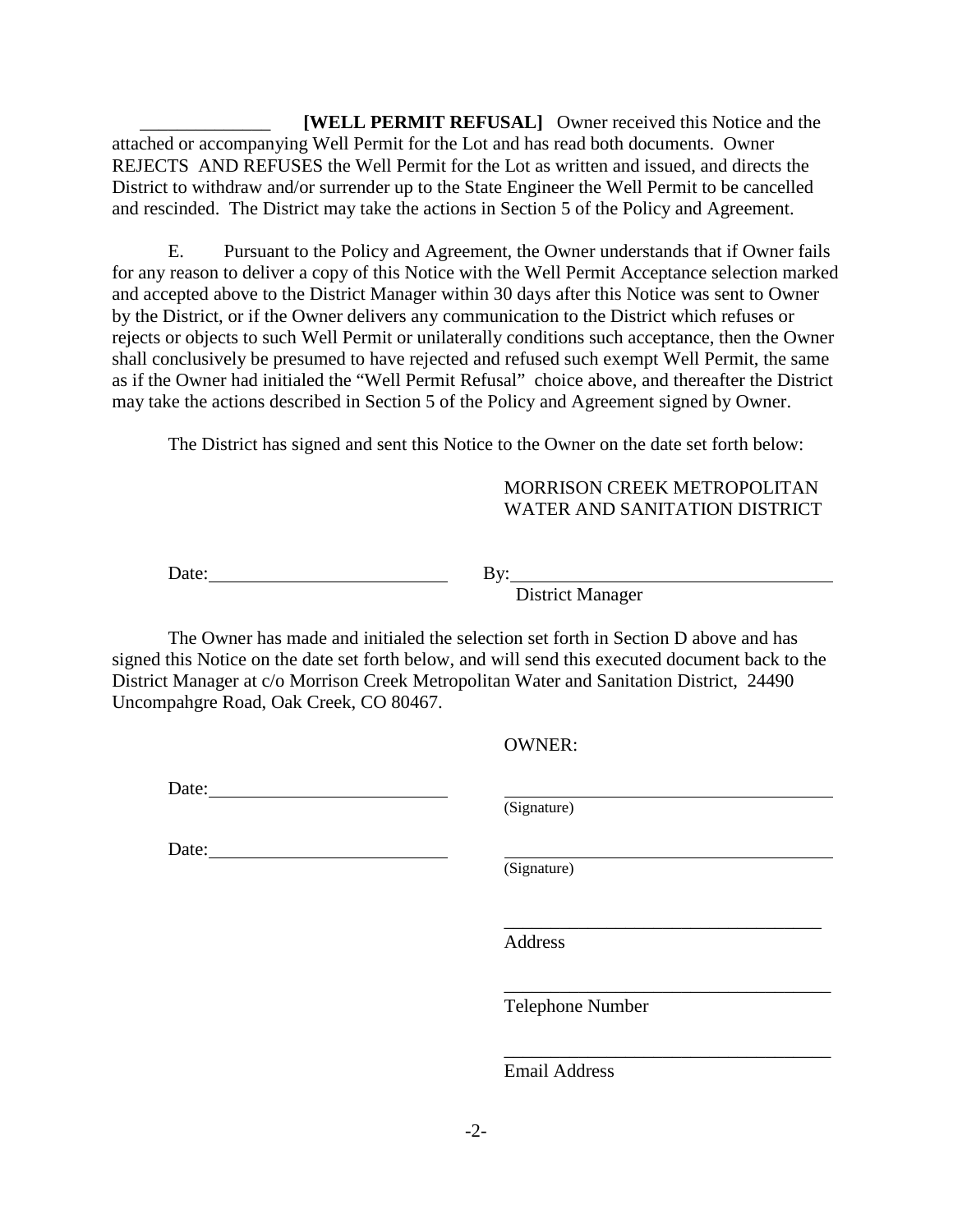______________ **[WELL PERMIT REFUSAL]** Owner received this Notice and the attached or accompanying Well Permit for the Lot and has read both documents. Owner REJECTS AND REFUSES the Well Permit for the Lot as written and issued, and directs the District to withdraw and/or surrender up to the State Engineer the Well Permit to be cancelled and rescinded. The District may take the actions in Section 5 of the Policy and Agreement.

E. Pursuant to the Policy and Agreement, the Owner understands that if Owner fails for any reason to deliver a copy of this Notice with the Well Permit Acceptance selection marked and accepted above to the District Manager within 30 days after this Notice was sent to Owner by the District, or if the Owner delivers any communication to the District which refuses or rejects or objects to such Well Permit or unilaterally conditions such acceptance, then the Owner shall conclusively be presumed to have rejected and refused such exempt Well Permit, the same as if the Owner had initialed the "Well Permit Refusal" choice above, and thereafter the District may take the actions described in Section 5 of the Policy and Agreement signed by Owner.

The District has signed and sent this Notice to the Owner on the date set forth below:

MORRISON CREEK METROPOLITAN
WATER AND SANITATION DISTRICT

Date:__________________________ By:____________________________________
District Manager

The Owner has made and initialed the selection set forth in Section D above and has signed this Notice on the date set forth below, and will send this executed document back to the District Manager at c/o Morrison Creek Metropolitan Water and Sanitation District, 24490 Uncompahgre Road, Oak Creek, CO 80467.

OWNER:

Date:__________________________ ______________________________________
(Signature)

Date:__________________________ ______________________________________
(Signature)

____________________________________
Address

____________________________________
Telephone Number

____________________________________
Email Address